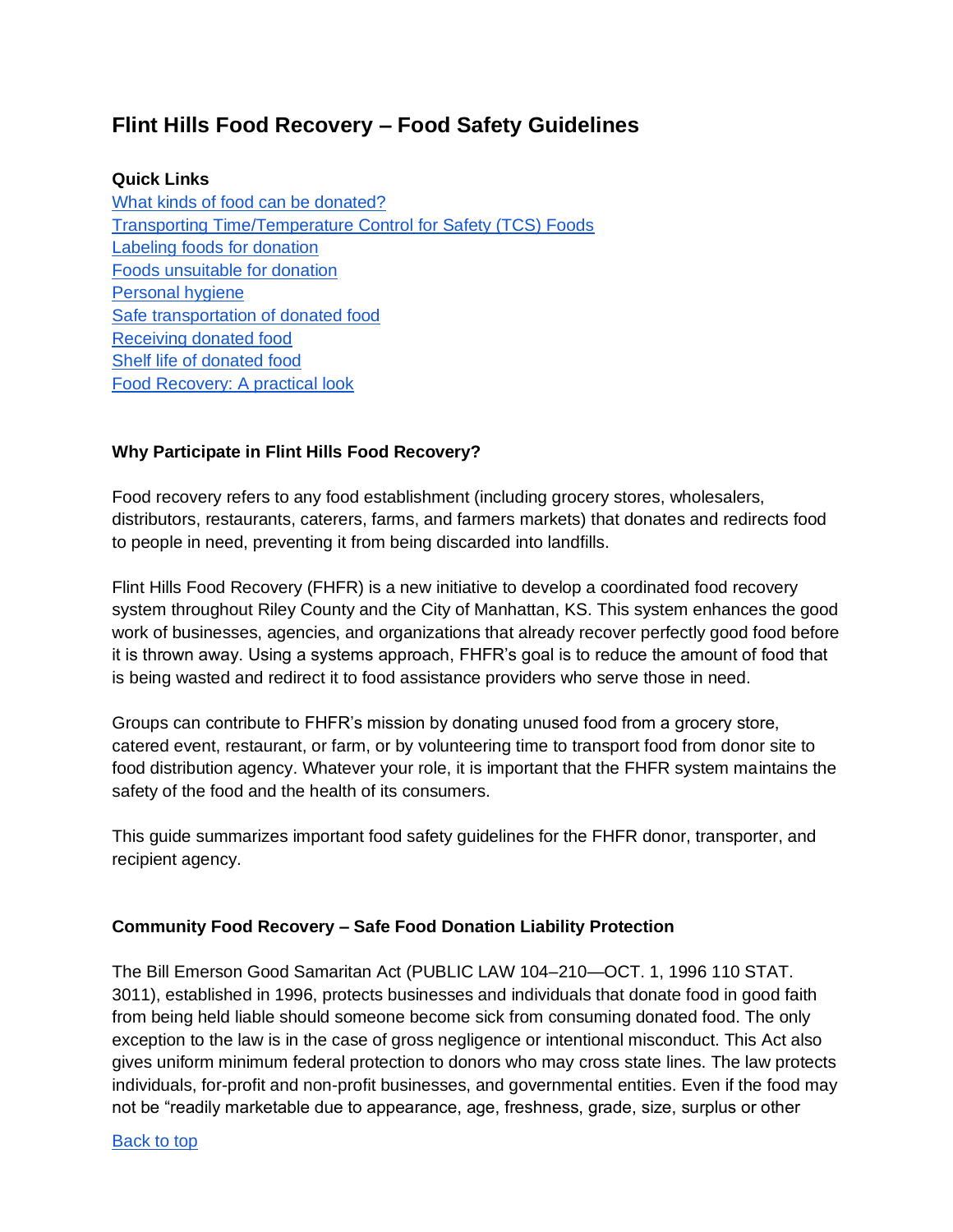# Flint Hills Food Recovery – Food Safety Guidelines

**Quick Links**

[What kinds of food can be donated?](#)
[Transporting Time/Temperature Control for Safety (TCS) Foods](#)
[Labeling foods for donation](#)
[Foods unsuitable for donation](#)
[Personal hygiene](#)
[Safe transportation of donated food](#)
[Receiving donated food](#)
[Shelf life of donated food](#)
[Food Recovery: A practical look](#)

### Why Participate in Flint Hills Food Recovery?

Food recovery refers to any food establishment (including grocery stores, wholesalers, distributors, restaurants, caterers, farms, and farmers markets) that donates and redirects food to people in need, preventing it from being discarded into landfills.

Flint Hills Food Recovery (FHFR) is a new initiative to develop a coordinated food recovery system throughout Riley County and the City of Manhattan, KS. This system enhances the good work of businesses, agencies, and organizations that already recover perfectly good food before it is thrown away. Using a systems approach, FHFR's goal is to reduce the amount of food that is being wasted and redirect it to food assistance providers who serve those in need.

Groups can contribute to FHFR's mission by donating unused food from a grocery store, catered event, restaurant, or farm, or by volunteering time to transport food from donor site to food distribution agency. Whatever your role, it is important that the FHFR system maintains the safety of the food and the health of its consumers.

This guide summarizes important food safety guidelines for the FHFR donor, transporter, and recipient agency.

### Community Food Recovery – Safe Food Donation Liability Protection

The Bill Emerson Good Samaritan Act (PUBLIC LAW 104–210—OCT. 1, 1996 110 STAT. 3011), established in 1996, protects businesses and individuals that donate food in good faith from being held liable should someone become sick from consuming donated food. The only exception to the law is in the case of gross negligence or intentional misconduct. This Act also gives uniform minimum federal protection to donors who may cross state lines. The law protects individuals, for-profit and non-profit businesses, and governmental entities. Even if the food may not be "readily marketable due to appearance, age, freshness, grade, size, surplus or other

[Back to top](#)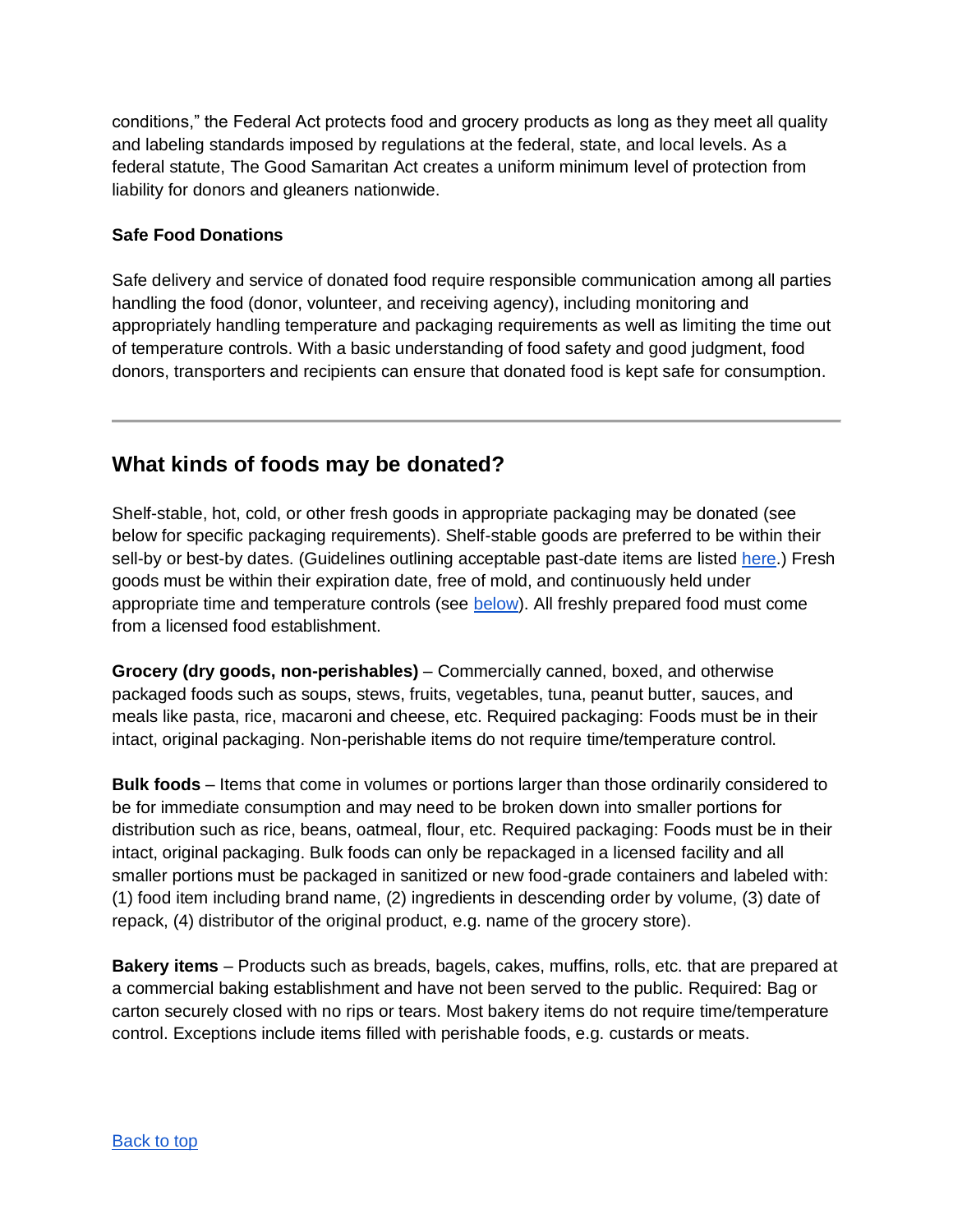conditions," the Federal Act protects food and grocery products as long as they meet all quality and labeling standards imposed by regulations at the federal, state, and local levels. As a federal statute, The Good Samaritan Act creates a uniform minimum level of protection from liability for donors and gleaners nationwide.

**Safe Food Donations**

Safe delivery and service of donated food require responsible communication among all parties handling the food (donor, volunteer, and receiving agency), including monitoring and appropriately handling temperature and packaging requirements as well as limiting the time out of temperature controls. With a basic understanding of food safety and good judgment, food donors, transporters and recipients can ensure that donated food is kept safe for consumption.

---

## What kinds of foods may be donated?

Shelf-stable, hot, cold, or other fresh goods in appropriate packaging may be donated (see below for specific packaging requirements). Shelf-stable goods are preferred to be within their sell-by or best-by dates. (Guidelines outlining acceptable past-date items are listed here.) Fresh goods must be within their expiration date, free of mold, and continuously held under appropriate time and temperature controls (see below). All freshly prepared food must come from a licensed food establishment.

**Grocery (dry goods, non-perishables)** – Commercially canned, boxed, and otherwise packaged foods such as soups, stews, fruits, vegetables, tuna, peanut butter, sauces, and meals like pasta, rice, macaroni and cheese, etc. Required packaging: Foods must be in their intact, original packaging. Non-perishable items do not require time/temperature control.

**Bulk foods** – Items that come in volumes or portions larger than those ordinarily considered to be for immediate consumption and may need to be broken down into smaller portions for distribution such as rice, beans, oatmeal, flour, etc. Required packaging: Foods must be in their intact, original packaging. Bulk foods can only be repackaged in a licensed facility and all smaller portions must be packaged in sanitized or new food-grade containers and labeled with: (1) food item including brand name, (2) ingredients in descending order by volume, (3) date of repack, (4) distributor of the original product, e.g. name of the grocery store).

**Bakery items** – Products such as breads, bagels, cakes, muffins, rolls, etc. that are prepared at a commercial baking establishment and have not been served to the public. Required: Bag or carton securely closed with no rips or tears. Most bakery items do not require time/temperature control. Exceptions include items filled with perishable foods, e.g. custards or meats.

Back to top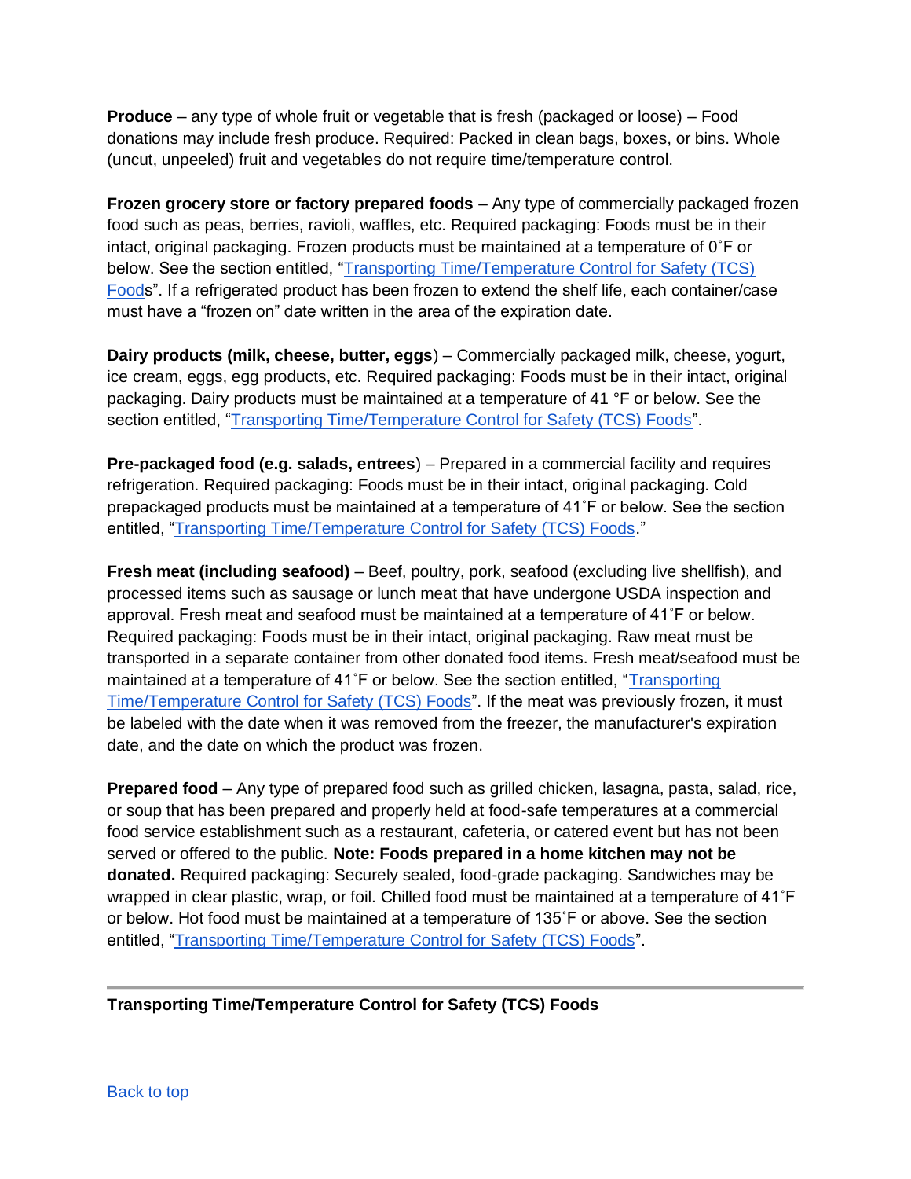**Produce** – any type of whole fruit or vegetable that is fresh (packaged or loose) – Food donations may include fresh produce. Required: Packed in clean bags, boxes, or bins. Whole (uncut, unpeeled) fruit and vegetables do not require time/temperature control.

**Frozen grocery store or factory prepared foods** – Any type of commercially packaged frozen food such as peas, berries, ravioli, waffles, etc. Required packaging: Foods must be in their intact, original packaging. Frozen products must be maintained at a temperature of 0˚F or below. See the section entitled, "Transporting Time/Temperature Control for Safety (TCS) Foods". If a refrigerated product has been frozen to extend the shelf life, each container/case must have a "frozen on" date written in the area of the expiration date.

**Dairy products (milk, cheese, butter, eggs**) – Commercially packaged milk, cheese, yogurt, ice cream, eggs, egg products, etc. Required packaging: Foods must be in their intact, original packaging. Dairy products must be maintained at a temperature of 41 °F or below. See the section entitled, "Transporting Time/Temperature Control for Safety (TCS) Foods".

**Pre-packaged food (e.g. salads, entrees**) – Prepared in a commercial facility and requires refrigeration. Required packaging: Foods must be in their intact, original packaging. Cold prepackaged products must be maintained at a temperature of 41˚F or below. See the section entitled, "Transporting Time/Temperature Control for Safety (TCS) Foods."

**Fresh meat (including seafood)** – Beef, poultry, pork, seafood (excluding live shellfish), and processed items such as sausage or lunch meat that have undergone USDA inspection and approval. Fresh meat and seafood must be maintained at a temperature of 41˚F or below. Required packaging: Foods must be in their intact, original packaging. Raw meat must be transported in a separate container from other donated food items. Fresh meat/seafood must be maintained at a temperature of 41˚F or below. See the section entitled, "Transporting Time/Temperature Control for Safety (TCS) Foods". If the meat was previously frozen, it must be labeled with the date when it was removed from the freezer, the manufacturer's expiration date, and the date on which the product was frozen.

**Prepared food** – Any type of prepared food such as grilled chicken, lasagna, pasta, salad, rice, or soup that has been prepared and properly held at food-safe temperatures at a commercial food service establishment such as a restaurant, cafeteria, or catered event but has not been served or offered to the public. **Note: Foods prepared in a home kitchen may not be donated.** Required packaging: Securely sealed, food-grade packaging. Sandwiches may be wrapped in clear plastic, wrap, or foil. Chilled food must be maintained at a temperature of 41˚F or below. Hot food must be maintained at a temperature of 135˚F or above. See the section entitled, "Transporting Time/Temperature Control for Safety (TCS) Foods".

---

**Transporting Time/Temperature Control for Safety (TCS) Foods**

Back to top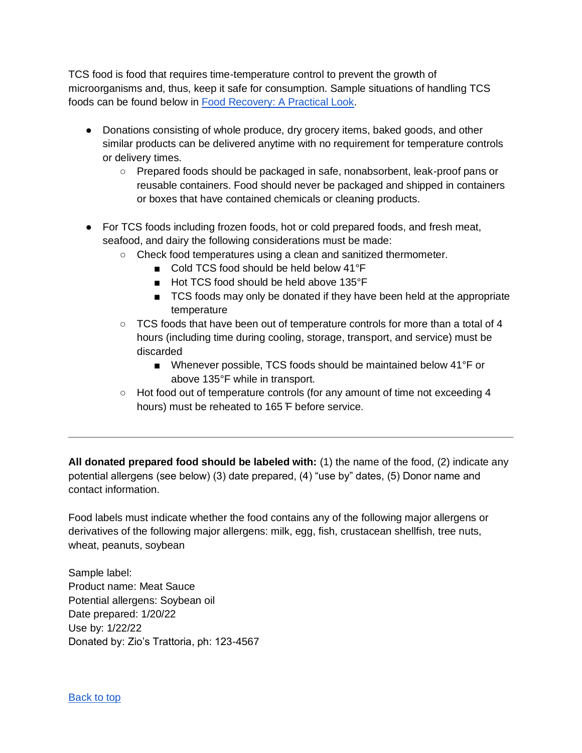TCS food is food that requires time-temperature control to prevent the growth of microorganisms and, thus, keep it safe for consumption. Sample situations of handling TCS foods can be found below in [Food Recovery: A Practical Look](#).

- Donations consisting of whole produce, dry grocery items, baked goods, and other similar products can be delivered anytime with no requirement for temperature controls or delivery times.
  - Prepared foods should be packaged in safe, nonabsorbent, leak-proof pans or reusable containers. Food should never be packaged and shipped in containers or boxes that have contained chemicals or cleaning products.

- For TCS foods including frozen foods, hot or cold prepared foods, and fresh meat, seafood, and dairy the following considerations must be made:
  - Check food temperatures using a clean and sanitized thermometer.
    - Cold TCS food should be held below 41°F
    - Hot TCS food should be held above 135°F
    - TCS foods may only be donated if they have been held at the appropriate temperature
  - TCS foods that have been out of temperature controls for more than a total of 4 hours (including time during cooling, storage, transport, and service) must be discarded
    - Whenever possible, TCS foods should be maintained below 41°F or above 135°F while in transport.
  - Hot food out of temperature controls (for any amount of time not exceeding 4 hours) must be reheated to 165 ̊F before service.

---

**All donated prepared food should be labeled with:** (1) the name of the food, (2) indicate any potential allergens (see below) (3) date prepared, (4) “use by” dates, (5) Donor name and contact information.

Food labels must indicate whether the food contains any of the following major allergens or derivatives of the following major allergens: milk, egg, fish, crustacean shellfish, tree nuts, wheat, peanuts, soybean

Sample label:
Product name: Meat Sauce
Potential allergens: Soybean oil
Date prepared: 1/20/22
Use by: 1/22/22
Donated by: Zio’s Trattoria, ph: 123-4567

[Back to top](#)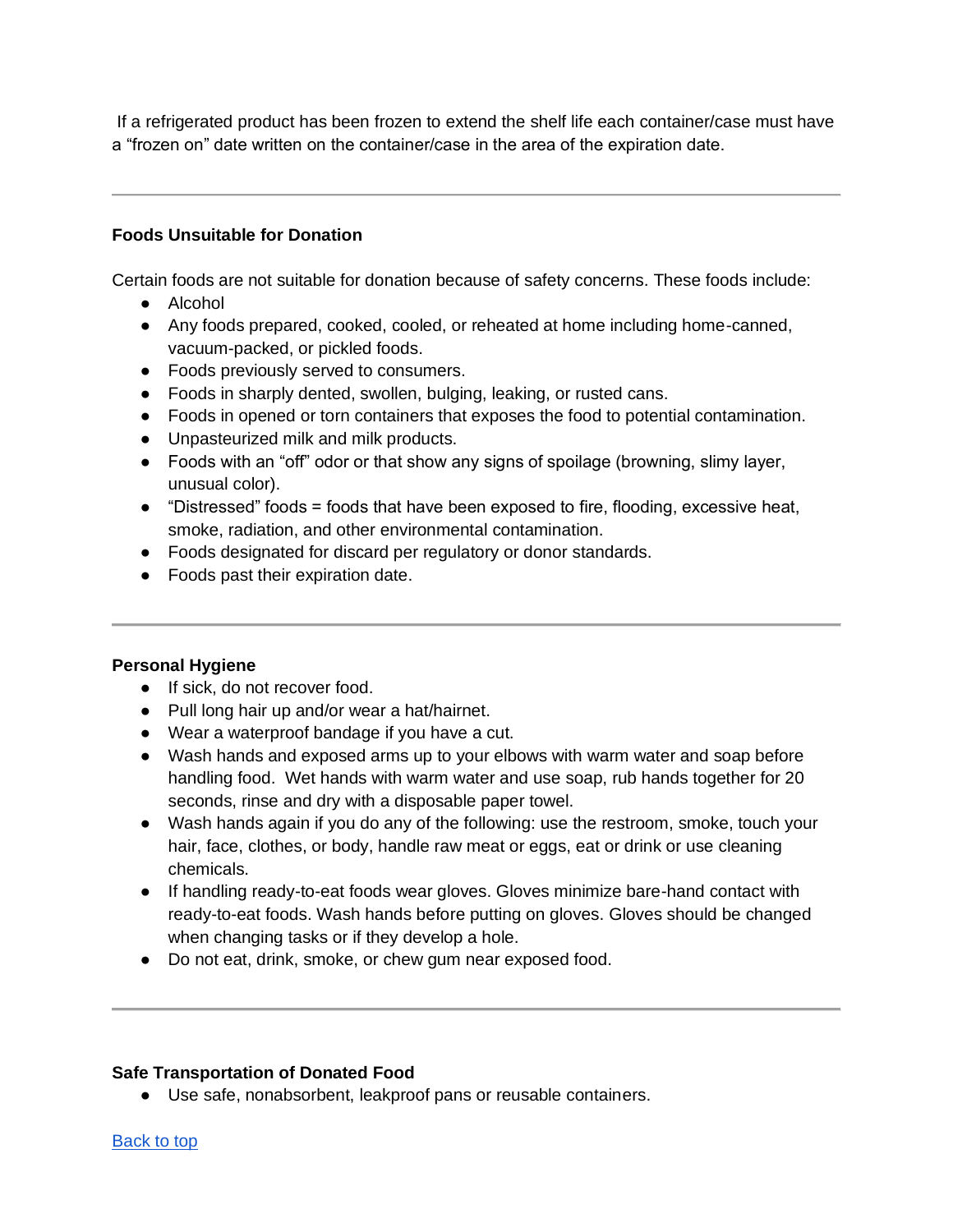If a refrigerated product has been frozen to extend the shelf life each container/case must have a "frozen on" date written on the container/case in the area of the expiration date.

---

**Foods Unsuitable for Donation**

Certain foods are not suitable for donation because of safety concerns. These foods include:

- Alcohol
- Any foods prepared, cooked, cooled, or reheated at home including home-canned, vacuum-packed, or pickled foods.
- Foods previously served to consumers.
- Foods in sharply dented, swollen, bulging, leaking, or rusted cans.
- Foods in opened or torn containers that exposes the food to potential contamination.
- Unpasteurized milk and milk products.
- Foods with an "off" odor or that show any signs of spoilage (browning, slimy layer, unusual color).
- "Distressed" foods = foods that have been exposed to fire, flooding, excessive heat, smoke, radiation, and other environmental contamination.
- Foods designated for discard per regulatory or donor standards.
- Foods past their expiration date.

---

**Personal Hygiene**

- If sick, do not recover food.
- Pull long hair up and/or wear a hat/hairnet.
- Wear a waterproof bandage if you have a cut.
- Wash hands and exposed arms up to your elbows with warm water and soap before handling food. Wet hands with warm water and use soap, rub hands together for 20 seconds, rinse and dry with a disposable paper towel.
- Wash hands again if you do any of the following: use the restroom, smoke, touch your hair, face, clothes, or body, handle raw meat or eggs, eat or drink or use cleaning chemicals.
- If handling ready-to-eat foods wear gloves. Gloves minimize bare-hand contact with ready-to-eat foods. Wash hands before putting on gloves. Gloves should be changed when changing tasks or if they develop a hole.
- Do not eat, drink, smoke, or chew gum near exposed food.

---

**Safe Transportation of Donated Food**

- Use safe, nonabsorbent, leakproof pans or reusable containers.

Back to top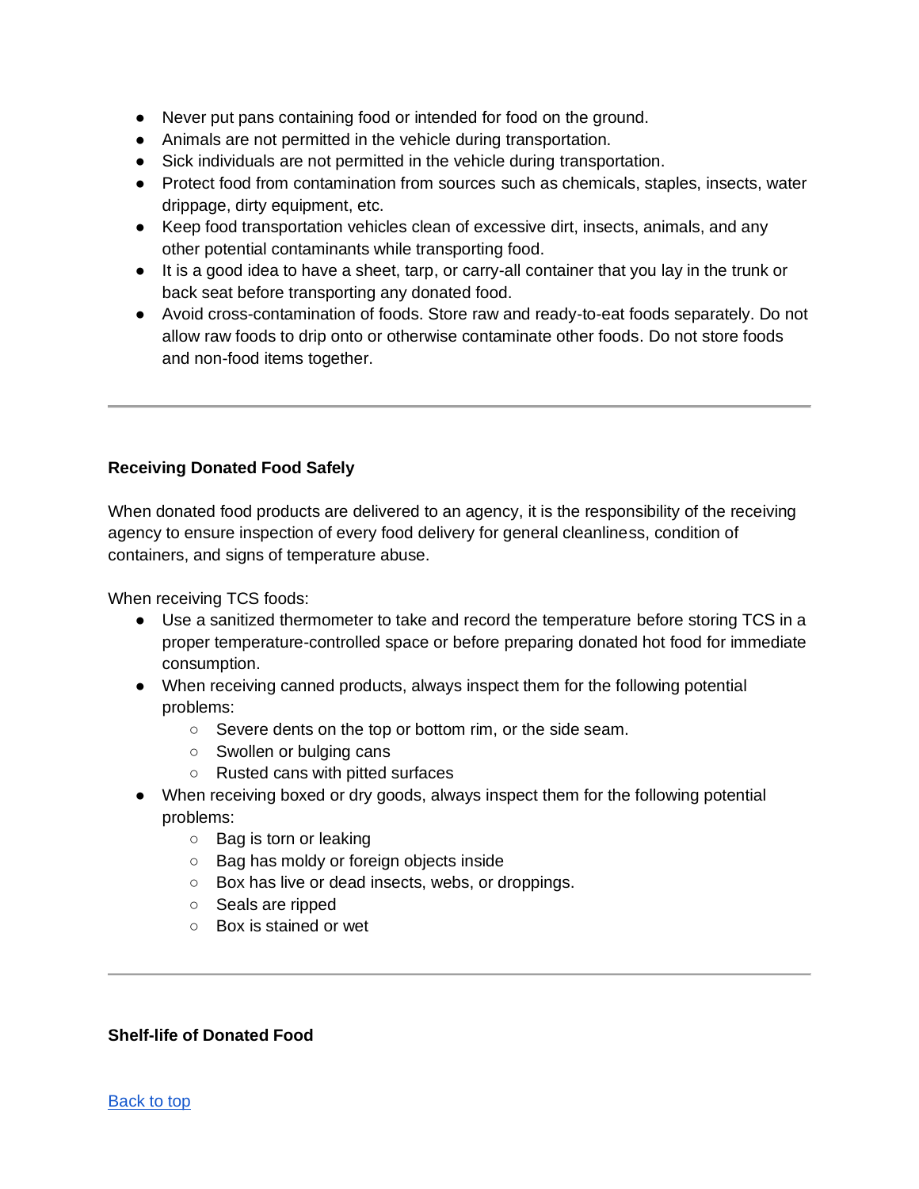- Never put pans containing food or intended for food on the ground.
- Animals are not permitted in the vehicle during transportation.
- Sick individuals are not permitted in the vehicle during transportation.
- Protect food from contamination from sources such as chemicals, staples, insects, water drippage, dirty equipment, etc.
- Keep food transportation vehicles clean of excessive dirt, insects, animals, and any other potential contaminants while transporting food.
- It is a good idea to have a sheet, tarp, or carry-all container that you lay in the trunk or back seat before transporting any donated food.
- Avoid cross-contamination of foods. Store raw and ready-to-eat foods separately. Do not allow raw foods to drip onto or otherwise contaminate other foods. Do not store foods and non-food items together.

---

**Receiving Donated Food Safely**

When donated food products are delivered to an agency, it is the responsibility of the receiving agency to ensure inspection of every food delivery for general cleanliness, condition of containers, and signs of temperature abuse.

When receiving TCS foods:

- Use a sanitized thermometer to take and record the temperature before storing TCS in a proper temperature-controlled space or before preparing donated hot food for immediate consumption.
- When receiving canned products, always inspect them for the following potential problems:
  - Severe dents on the top or bottom rim, or the side seam.
  - Swollen or bulging cans
  - Rusted cans with pitted surfaces
- When receiving boxed or dry goods, always inspect them for the following potential problems:
  - Bag is torn or leaking
  - Bag has moldy or foreign objects inside
  - Box has live or dead insects, webs, or droppings.
  - Seals are ripped
  - Box is stained or wet

---

**Shelf-life of Donated Food**

[Back to top](#)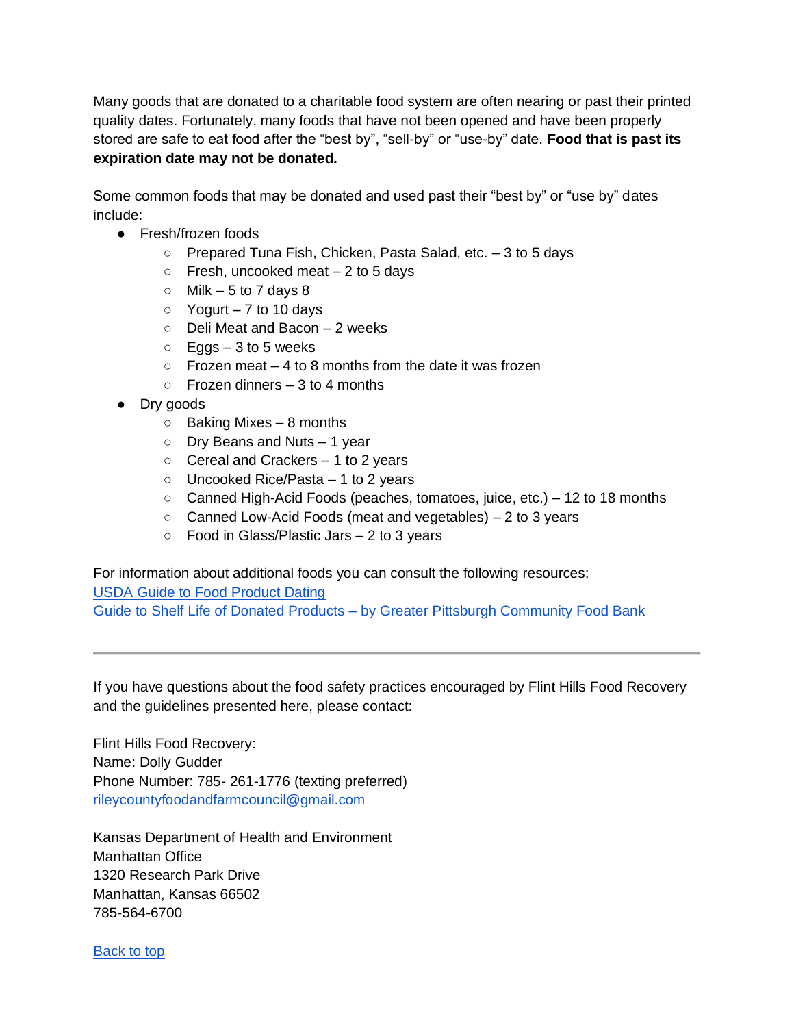Many goods that are donated to a charitable food system are often nearing or past their printed quality dates. Fortunately, many foods that have not been opened and have been properly stored are safe to eat food after the "best by", "sell-by" or "use-by" date. **Food that is past its expiration date may not be donated.**

Some common foods that may be donated and used past their "best by" or "use by" dates include:

- Fresh/frozen foods
  - Prepared Tuna Fish, Chicken, Pasta Salad, etc. – 3 to 5 days
  - Fresh, uncooked meat – 2 to 5 days
  - Milk – 5 to 7 days 8
  - Yogurt – 7 to 10 days
  - Deli Meat and Bacon – 2 weeks
  - Eggs – 3 to 5 weeks
  - Frozen meat – 4 to 8 months from the date it was frozen
  - Frozen dinners – 3 to 4 months
- Dry goods
  - Baking Mixes – 8 months
  - Dry Beans and Nuts – 1 year
  - Cereal and Crackers – 1 to 2 years
  - Uncooked Rice/Pasta – 1 to 2 years
  - Canned High-Acid Foods (peaches, tomatoes, juice, etc.) – 12 to 18 months
  - Canned Low-Acid Foods (meat and vegetables) – 2 to 3 years
  - Food in Glass/Plastic Jars – 2 to 3 years

For information about additional foods you can consult the following resources:
USDA Guide to Food Product Dating
Guide to Shelf Life of Donated Products – by Greater Pittsburgh Community Food Bank

---

If you have questions about the food safety practices encouraged by Flint Hills Food Recovery and the guidelines presented here, please contact:

Flint Hills Food Recovery:
Name: Dolly Gudder
Phone Number: 785- 261-1776 (texting preferred)
rileycountyfoodandfarmcouncil@gmail.com

Kansas Department of Health and Environment
Manhattan Office
1320 Research Park Drive
Manhattan, Kansas 66502
785-564-6700

Back to top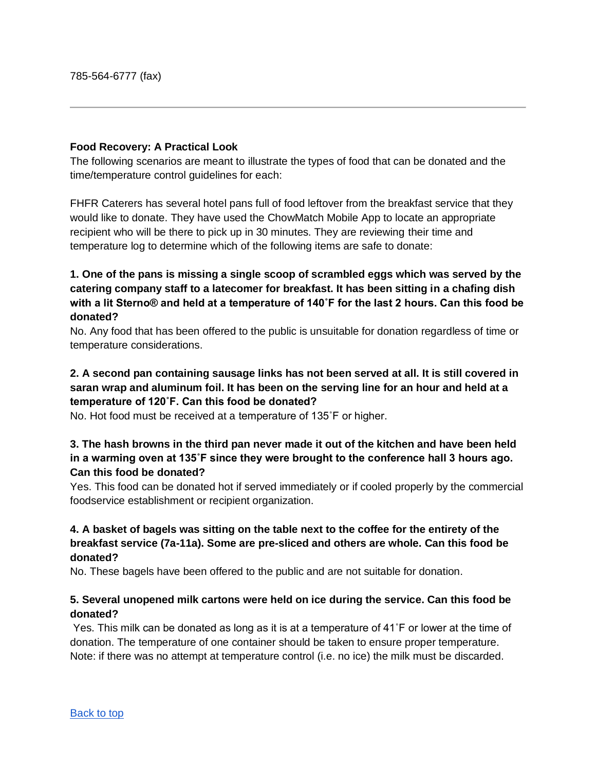785-564-6777 (fax)

---

**Food Recovery: A Practical Look**

The following scenarios are meant to illustrate the types of food that can be donated and the time/temperature control guidelines for each:

FHFR Caterers has several hotel pans full of food leftover from the breakfast service that they would like to donate. They have used the ChowMatch Mobile App to locate an appropriate recipient who will be there to pick up in 30 minutes. They are reviewing their time and temperature log to determine which of the following items are safe to donate:

**1. One of the pans is missing a single scoop of scrambled eggs which was served by the catering company staff to a latecomer for breakfast. It has been sitting in a chafing dish with a lit Sterno® and held at a temperature of 140˚F for the last 2 hours. Can this food be donated?**

No. Any food that has been offered to the public is unsuitable for donation regardless of time or temperature considerations.

**2. A second pan containing sausage links has not been served at all. It is still covered in saran wrap and aluminum foil. It has been on the serving line for an hour and held at a temperature of 120˚F. Can this food be donated?**

No. Hot food must be received at a temperature of 135˚F or higher.

**3. The hash browns in the third pan never made it out of the kitchen and have been held in a warming oven at 135˚F since they were brought to the conference hall 3 hours ago. Can this food be donated?**

Yes. This food can be donated hot if served immediately or if cooled properly by the commercial foodservice establishment or recipient organization.

**4. A basket of bagels was sitting on the table next to the coffee for the entirety of the breakfast service (7a-11a). Some are pre-sliced and others are whole. Can this food be donated?**

No. These bagels have been offered to the public and are not suitable for donation.

**5. Several unopened milk cartons were held on ice during the service. Can this food be donated?**

Yes. This milk can be donated as long as it is at a temperature of 41˚F or lower at the time of donation. The temperature of one container should be taken to ensure proper temperature. Note: if there was no attempt at temperature control (i.e. no ice) the milk must be discarded.

[Back to top]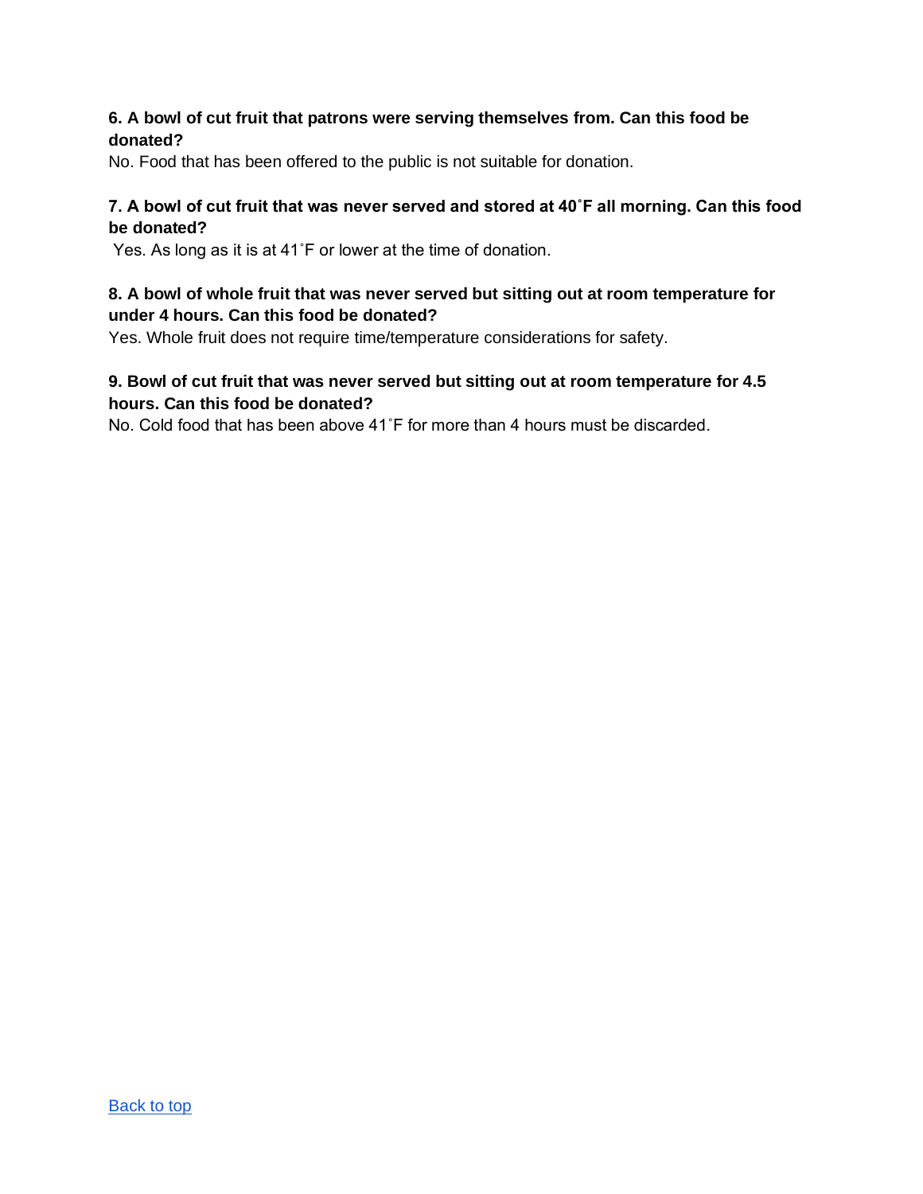**6. A bowl of cut fruit that patrons were serving themselves from. Can this food be donated?**

No. Food that has been offered to the public is not suitable for donation.

**7. A bowl of cut fruit that was never served and stored at 40˚F all morning. Can this food be donated?**

Yes. As long as it is at 41˚F or lower at the time of donation.

**8. A bowl of whole fruit that was never served but sitting out at room temperature for under 4 hours. Can this food be donated?**

Yes. Whole fruit does not require time/temperature considerations for safety.

**9. Bowl of cut fruit that was never served but sitting out at room temperature for 4.5 hours. Can this food be donated?**

No. Cold food that has been above 41˚F for more than 4 hours must be discarded.

[Back to top]